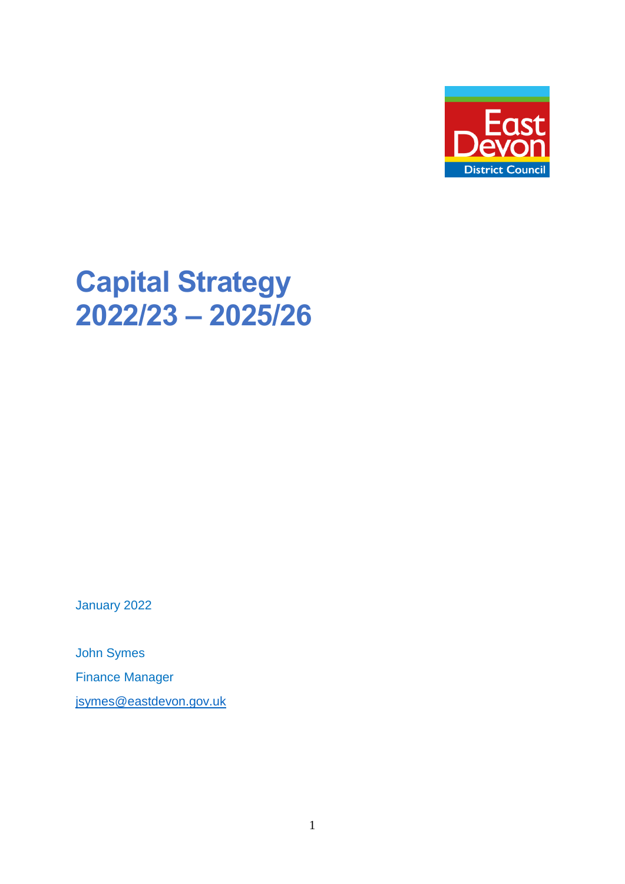# Capital Strategy 2022/23 – 2025/26

January 2022

John Symes

Finance Manager

jsymes@eastdevon.gov.uk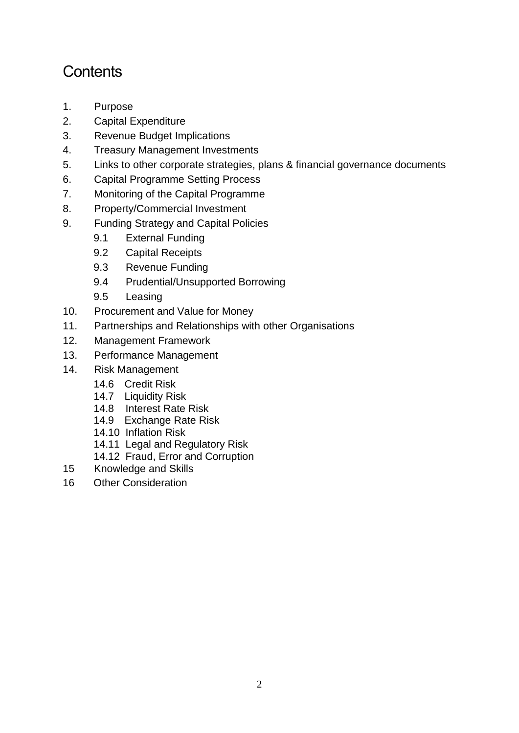# Contents

1. Purpose
2. Capital Expenditure
3. Revenue Budget Implications
4. Treasury Management Investments
5. Links to other corporate strategies, plans & financial governance documents
6. Capital Programme Setting Process
7. Monitoring of the Capital Programme
8. Property/Commercial Investment
9. Funding Strategy and Capital Policies
    - 9.1 External Funding
    - 9.2 Capital Receipts
    - 9.3 Revenue Funding
    - 9.4 Prudential/Unsupported Borrowing
    - 9.5 Leasing
10. Procurement and Value for Money
11. Partnerships and Relationships with other Organisations
12. Management Framework
13. Performance Management
14. Risk Management
    - 14.6 Credit Risk
    - 14.7 Liquidity Risk
    - 14.8 Interest Rate Risk
    - 14.9 Exchange Rate Risk
    - 14.10 Inflation Risk
    - 14.11 Legal and Regulatory Risk
    - 14.12 Fraud, Error and Corruption
15. Knowledge and Skills
16. Other Consideration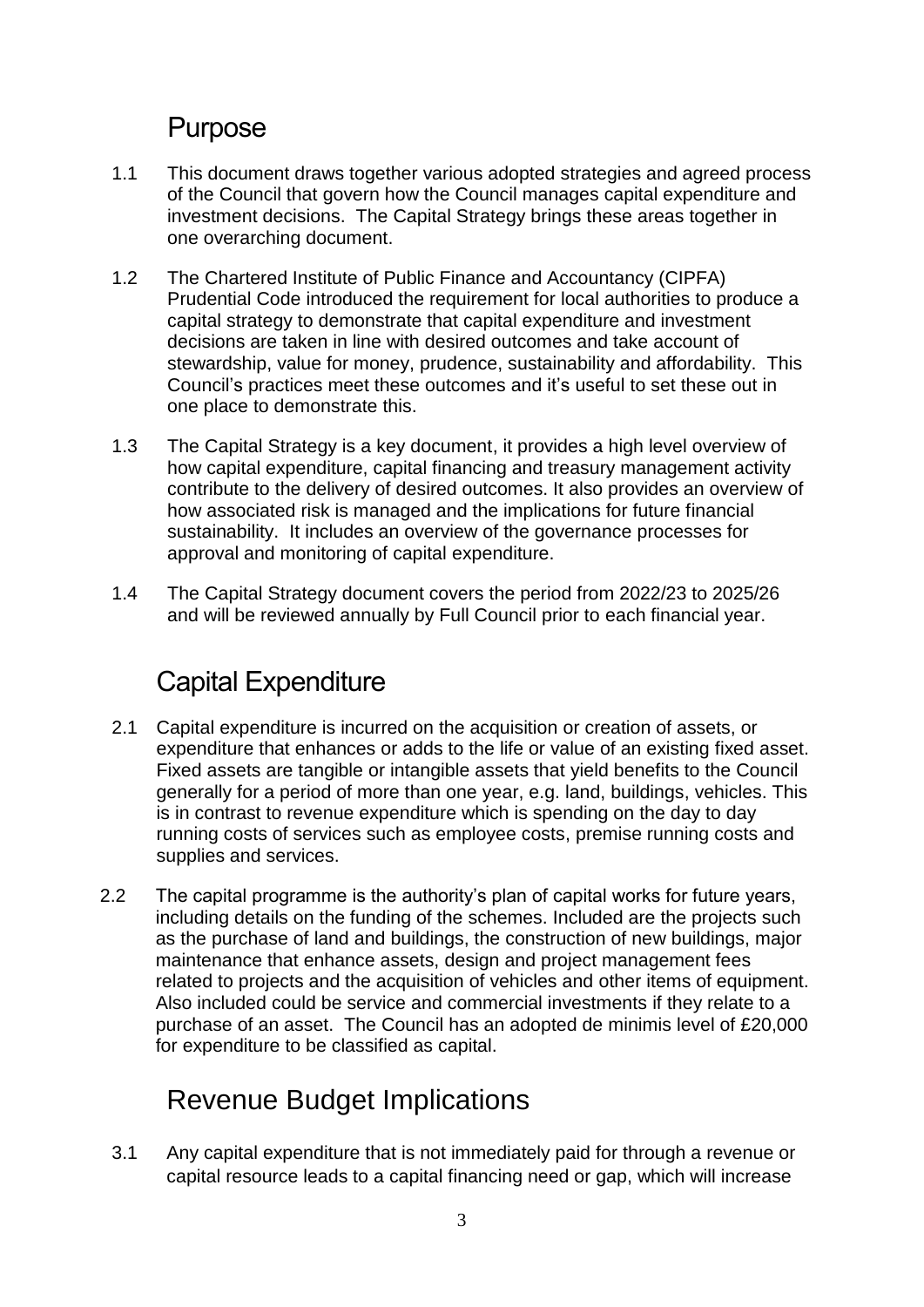## Purpose

1.1 This document draws together various adopted strategies and agreed process of the Council that govern how the Council manages capital expenditure and investment decisions. The Capital Strategy brings these areas together in one overarching document.

1.2 The Chartered Institute of Public Finance and Accountancy (CIPFA) Prudential Code introduced the requirement for local authorities to produce a capital strategy to demonstrate that capital expenditure and investment decisions are taken in line with desired outcomes and take account of stewardship, value for money, prudence, sustainability and affordability. This Council's practices meet these outcomes and it's useful to set these out in one place to demonstrate this.

1.3 The Capital Strategy is a key document, it provides a high level overview of how capital expenditure, capital financing and treasury management activity contribute to the delivery of desired outcomes. It also provides an overview of how associated risk is managed and the implications for future financial sustainability. It includes an overview of the governance processes for approval and monitoring of capital expenditure.

1.4 The Capital Strategy document covers the period from 2022/23 to 2025/26 and will be reviewed annually by Full Council prior to each financial year.

## Capital Expenditure

2.1 Capital expenditure is incurred on the acquisition or creation of assets, or expenditure that enhances or adds to the life or value of an existing fixed asset. Fixed assets are tangible or intangible assets that yield benefits to the Council generally for a period of more than one year, e.g. land, buildings, vehicles. This is in contrast to revenue expenditure which is spending on the day to day running costs of services such as employee costs, premise running costs and supplies and services.

2.2 The capital programme is the authority's plan of capital works for future years, including details on the funding of the schemes. Included are the projects such as the purchase of land and buildings, the construction of new buildings, major maintenance that enhance assets, design and project management fees related to projects and the acquisition of vehicles and other items of equipment. Also included could be service and commercial investments if they relate to a purchase of an asset. The Council has an adopted de minimis level of £20,000 for expenditure to be classified as capital.

## Revenue Budget Implications

3.1 Any capital expenditure that is not immediately paid for through a revenue or capital resource leads to a capital financing need or gap, which will increase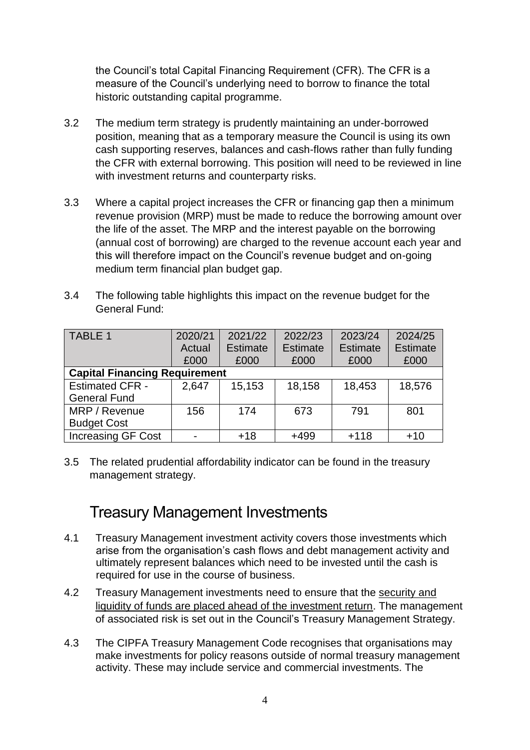the Council's total Capital Financing Requirement (CFR). The CFR is a measure of the Council's underlying need to borrow to finance the total historic outstanding capital programme.

3.2 The medium term strategy is prudently maintaining an under-borrowed position, meaning that as a temporary measure the Council is using its own cash supporting reserves, balances and cash-flows rather than fully funding the CFR with external borrowing. This position will need to be reviewed in line with investment returns and counterparty risks.

3.3 Where a capital project increases the CFR or financing gap then a minimum revenue provision (MRP) must be made to reduce the borrowing amount over the life of the asset. The MRP and the interest payable on the borrowing (annual cost of borrowing) are charged to the revenue account each year and this will therefore impact on the Council's revenue budget and on-going medium term financial plan budget gap.

3.4 The following table highlights this impact on the revenue budget for the General Fund:

| TABLE 1 | 2020/21 Actual £000 | 2021/22 Estimate £000 | 2022/23 Estimate £000 | 2023/24 Estimate £000 | 2024/25 Estimate £000 |
|---|---|---|---|---|---|
| **Capital Financing Requirement** | | | | | |
| Estimated CFR - General Fund | 2,647 | 15,153 | 18,158 | 18,453 | 18,576 |
| MRP / Revenue Budget Cost | 156 | 174 | 673 | 791 | 801 |
| Increasing GF Cost | - | +18 | +499 | +118 | +10 |

3.5 The related prudential affordability indicator can be found in the treasury management strategy.

## Treasury Management Investments

4.1 Treasury Management investment activity covers those investments which arise from the organisation's cash flows and debt management activity and ultimately represent balances which need to be invested until the cash is required for use in the course of business.

4.2 Treasury Management investments need to ensure that the security and liquidity of funds are placed ahead of the investment return. The management of associated risk is set out in the Council's Treasury Management Strategy.

4.3 The CIPFA Treasury Management Code recognises that organisations may make investments for policy reasons outside of normal treasury management activity. These may include service and commercial investments. The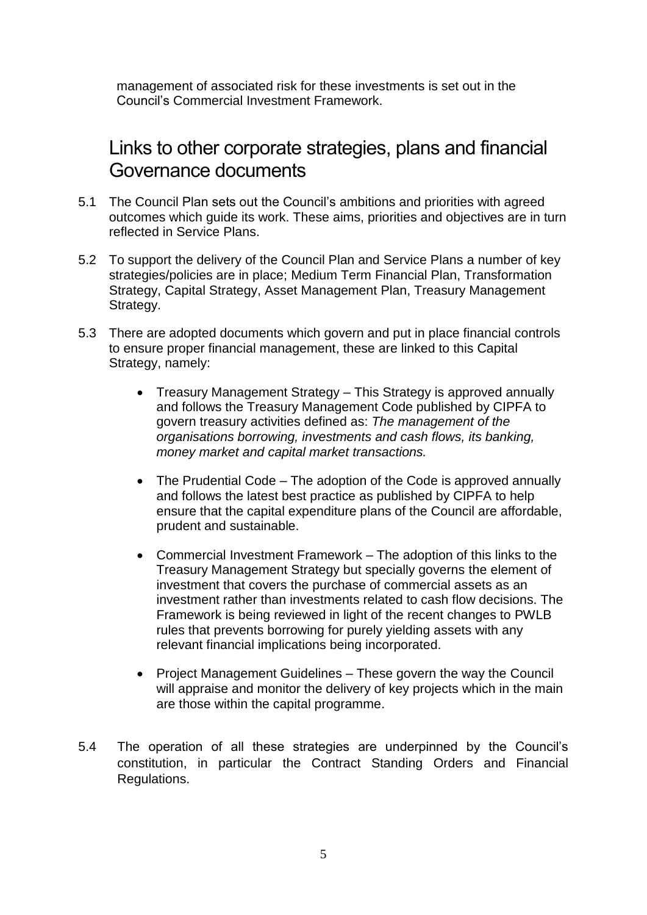management of associated risk for these investments is set out in the Council's Commercial Investment Framework.

## Links to other corporate strategies, plans and financial Governance documents

5.1 The Council Plan sets out the Council's ambitions and priorities with agreed outcomes which guide its work. These aims, priorities and objectives are in turn reflected in Service Plans.

5.2 To support the delivery of the Council Plan and Service Plans a number of key strategies/policies are in place; Medium Term Financial Plan, Transformation Strategy, Capital Strategy, Asset Management Plan, Treasury Management Strategy.

5.3 There are adopted documents which govern and put in place financial controls to ensure proper financial management, these are linked to this Capital Strategy, namely:

- Treasury Management Strategy – This Strategy is approved annually and follows the Treasury Management Code published by CIPFA to govern treasury activities defined as: *The management of the organisations borrowing, investments and cash flows, its banking, money market and capital market transactions.*

- The Prudential Code – The adoption of the Code is approved annually and follows the latest best practice as published by CIPFA to help ensure that the capital expenditure plans of the Council are affordable, prudent and sustainable.

- Commercial Investment Framework – The adoption of this links to the Treasury Management Strategy but specially governs the element of investment that covers the purchase of commercial assets as an investment rather than investments related to cash flow decisions. The Framework is being reviewed in light of the recent changes to PWLB rules that prevents borrowing for purely yielding assets with any relevant financial implications being incorporated.

- Project Management Guidelines – These govern the way the Council will appraise and monitor the delivery of key projects which in the main are those within the capital programme.

5.4 The operation of all these strategies are underpinned by the Council's constitution, in particular the Contract Standing Orders and Financial Regulations.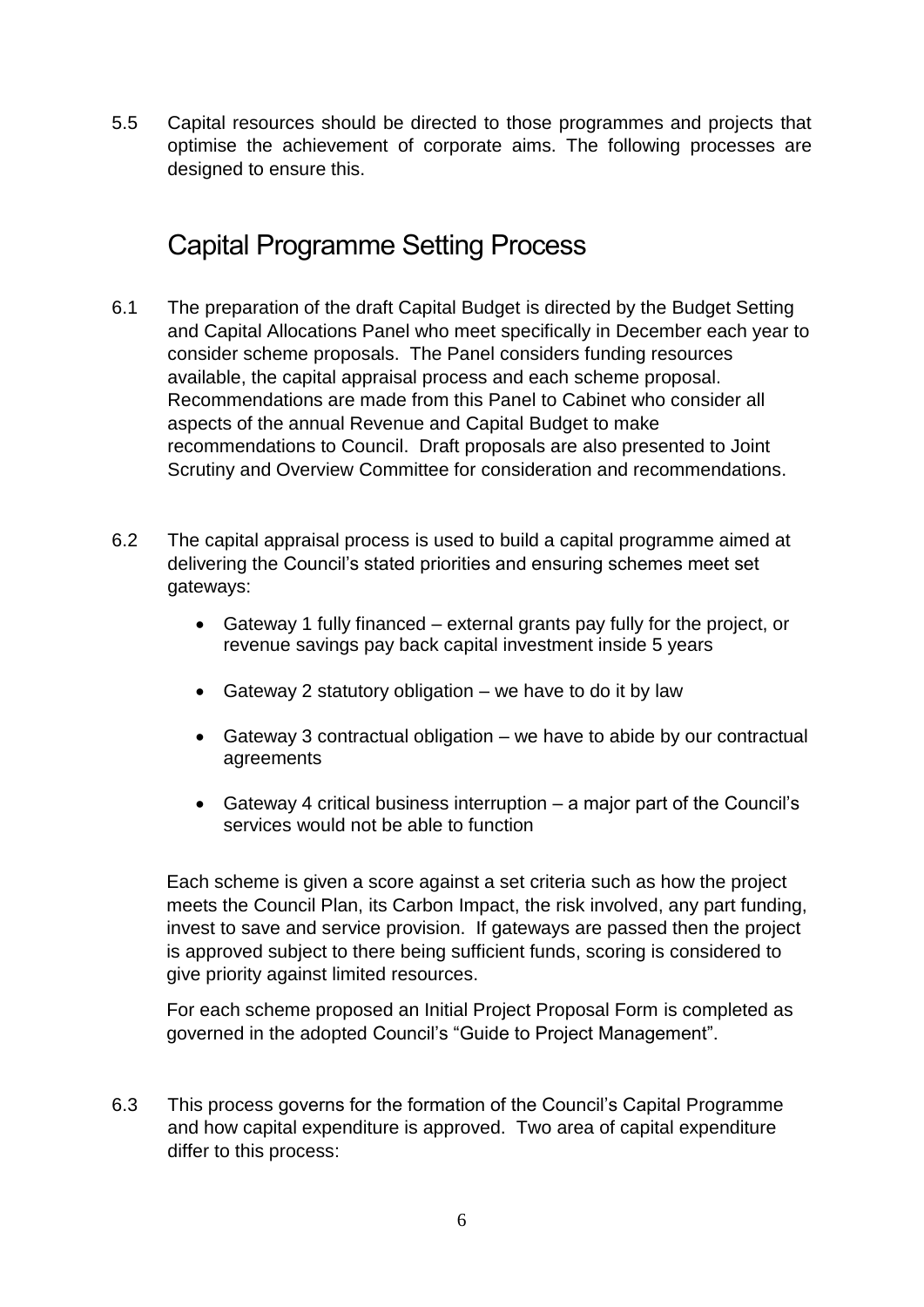5.5 Capital resources should be directed to those programmes and projects that optimise the achievement of corporate aims. The following processes are designed to ensure this.

## Capital Programme Setting Process

6.1 The preparation of the draft Capital Budget is directed by the Budget Setting and Capital Allocations Panel who meet specifically in December each year to consider scheme proposals. The Panel considers funding resources available, the capital appraisal process and each scheme proposal. Recommendations are made from this Panel to Cabinet who consider all aspects of the annual Revenue and Capital Budget to make recommendations to Council. Draft proposals are also presented to Joint Scrutiny and Overview Committee for consideration and recommendations.

6.2 The capital appraisal process is used to build a capital programme aimed at delivering the Council's stated priorities and ensuring schemes meet set gateways:

- Gateway 1 fully financed – external grants pay fully for the project, or revenue savings pay back capital investment inside 5 years
- Gateway 2 statutory obligation – we have to do it by law
- Gateway 3 contractual obligation – we have to abide by our contractual agreements
- Gateway 4 critical business interruption – a major part of the Council's services would not be able to function

Each scheme is given a score against a set criteria such as how the project meets the Council Plan, its Carbon Impact, the risk involved, any part funding, invest to save and service provision. If gateways are passed then the project is approved subject to there being sufficient funds, scoring is considered to give priority against limited resources.

For each scheme proposed an Initial Project Proposal Form is completed as governed in the adopted Council's "Guide to Project Management".

6.3 This process governs for the formation of the Council's Capital Programme and how capital expenditure is approved. Two area of capital expenditure differ to this process: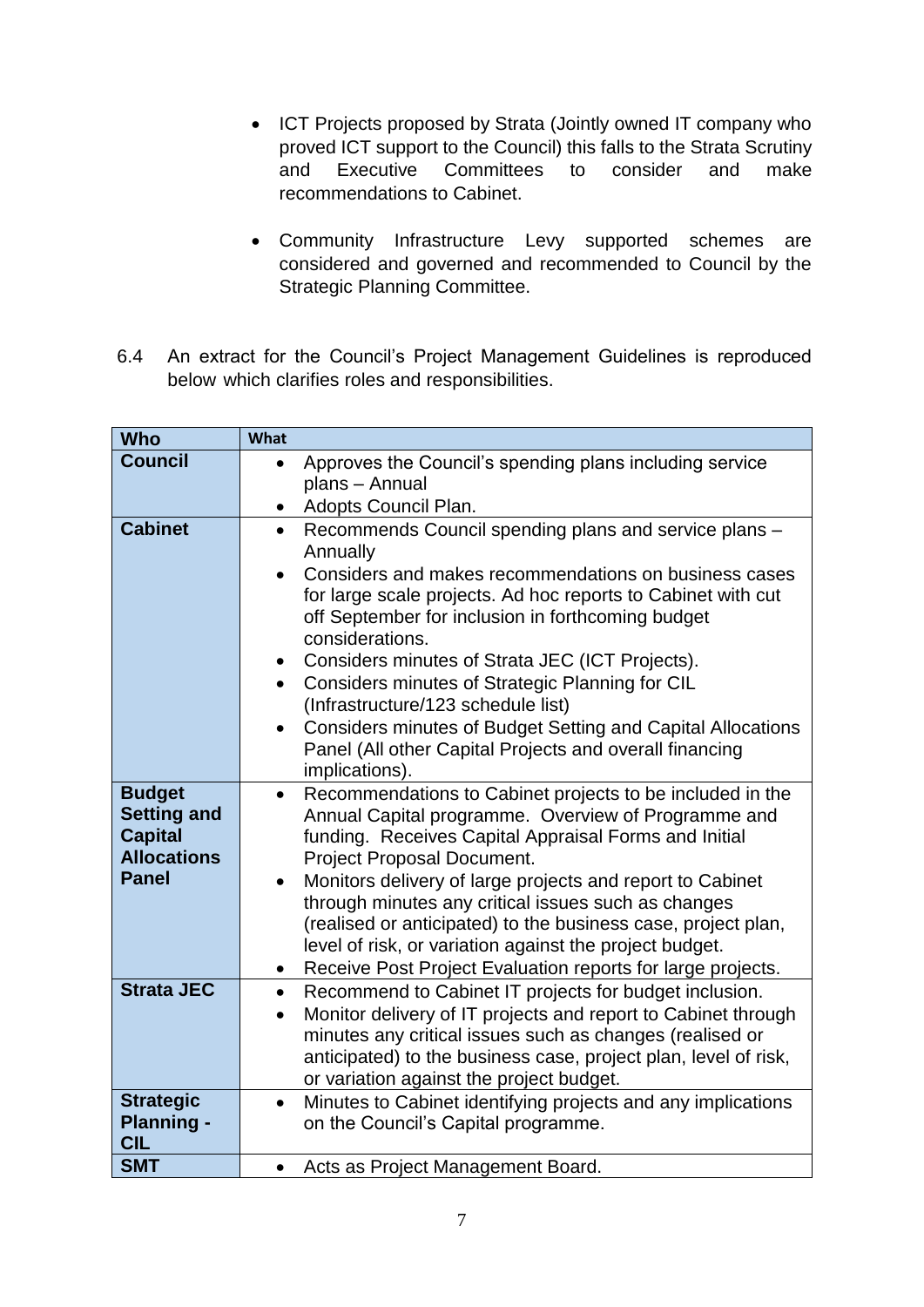- ICT Projects proposed by Strata (Jointly owned IT company who proved ICT support to the Council) this falls to the Strata Scrutiny and Executive Committees to consider and make recommendations to Cabinet.

- Community Infrastructure Levy supported schemes are considered and governed and recommended to Council by the Strategic Planning Committee.

6.4 An extract for the Council's Project Management Guidelines is reproduced below which clarifies roles and responsibilities.

| Who | What |
|---|---|
| **Council** | • Approves the Council's spending plans including service plans – Annual<br>• Adopts Council Plan. |
| **Cabinet** | • Recommends Council spending plans and service plans – Annually<br>• Considers and makes recommendations on business cases for large scale projects. Ad hoc reports to Cabinet with cut off September for inclusion in forthcoming budget considerations.<br>• Considers minutes of Strata JEC (ICT Projects).<br>• Considers minutes of Strategic Planning for CIL (Infrastructure/123 schedule list)<br>• Considers minutes of Budget Setting and Capital Allocations Panel (All other Capital Projects and overall financing implications). |
| **Budget Setting and Capital Allocations Panel** | • Recommendations to Cabinet projects to be included in the Annual Capital programme. Overview of Programme and funding. Receives Capital Appraisal Forms and Initial Project Proposal Document.<br>• Monitors delivery of large projects and report to Cabinet through minutes any critical issues such as changes (realised or anticipated) to the business case, project plan, level of risk, or variation against the project budget.<br>• Receive Post Project Evaluation reports for large projects. |
| **Strata JEC** | • Recommend to Cabinet IT projects for budget inclusion.<br>• Monitor delivery of IT projects and report to Cabinet through minutes any critical issues such as changes (realised or anticipated) to the business case, project plan, level of risk, or variation against the project budget. |
| **Strategic Planning - CIL** | • Minutes to Cabinet identifying projects and any implications on the Council's Capital programme. |
| **SMT** | • Acts as Project Management Board. |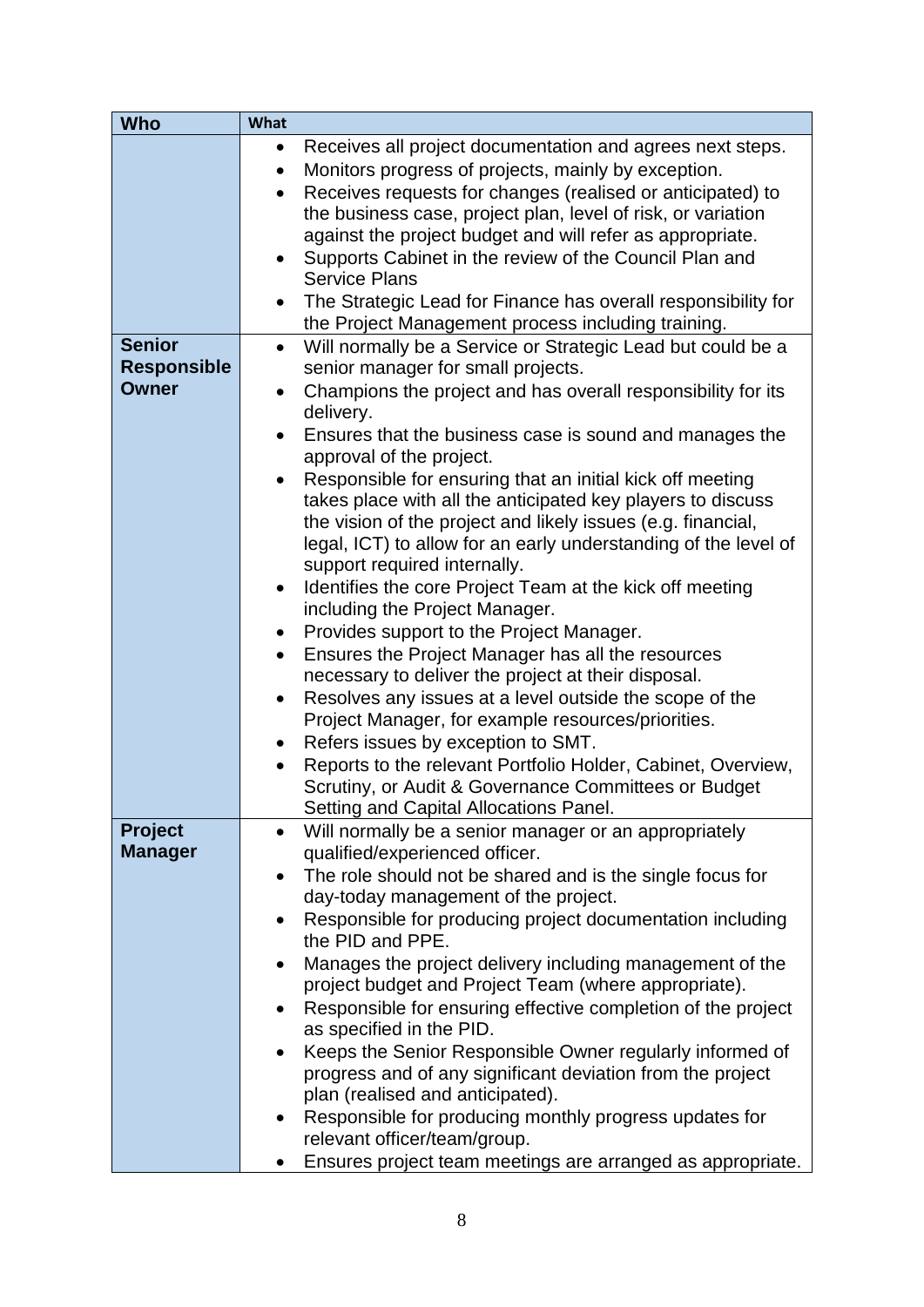| Who | What |
|---|---|
| | • Receives all project documentation and agrees next steps.<br>• Monitors progress of projects, mainly by exception.<br>• Receives requests for changes (realised or anticipated) to the business case, project plan, level of risk, or variation against the project budget and will refer as appropriate.<br>• Supports Cabinet in the review of the Council Plan and Service Plans<br>• The Strategic Lead for Finance has overall responsibility for the Project Management process including training. |
| **Senior Responsible Owner** | • Will normally be a Service or Strategic Lead but could be a senior manager for small projects.<br>• Champions the project and has overall responsibility for its delivery.<br>• Ensures that the business case is sound and manages the approval of the project.<br>• Responsible for ensuring that an initial kick off meeting takes place with all the anticipated key players to discuss the vision of the project and likely issues (e.g. financial, legal, ICT) to allow for an early understanding of the level of support required internally.<br>• Identifies the core Project Team at the kick off meeting including the Project Manager.<br>• Provides support to the Project Manager.<br>• Ensures the Project Manager has all the resources necessary to deliver the project at their disposal.<br>• Resolves any issues at a level outside the scope of the Project Manager, for example resources/priorities.<br>• Refers issues by exception to SMT.<br>• Reports to the relevant Portfolio Holder, Cabinet, Overview, Scrutiny, or Audit & Governance Committees or Budget Setting and Capital Allocations Panel. |
| **Project Manager** | • Will normally be a senior manager or an appropriately qualified/experienced officer.<br>• The role should not be shared and is the single focus for day-today management of the project.<br>• Responsible for producing project documentation including the PID and PPE.<br>• Manages the project delivery including management of the project budget and Project Team (where appropriate).<br>• Responsible for ensuring effective completion of the project as specified in the PID.<br>• Keeps the Senior Responsible Owner regularly informed of progress and of any significant deviation from the project plan (realised and anticipated).<br>• Responsible for producing monthly progress updates for relevant officer/team/group.<br>• Ensures project team meetings are arranged as appropriate. |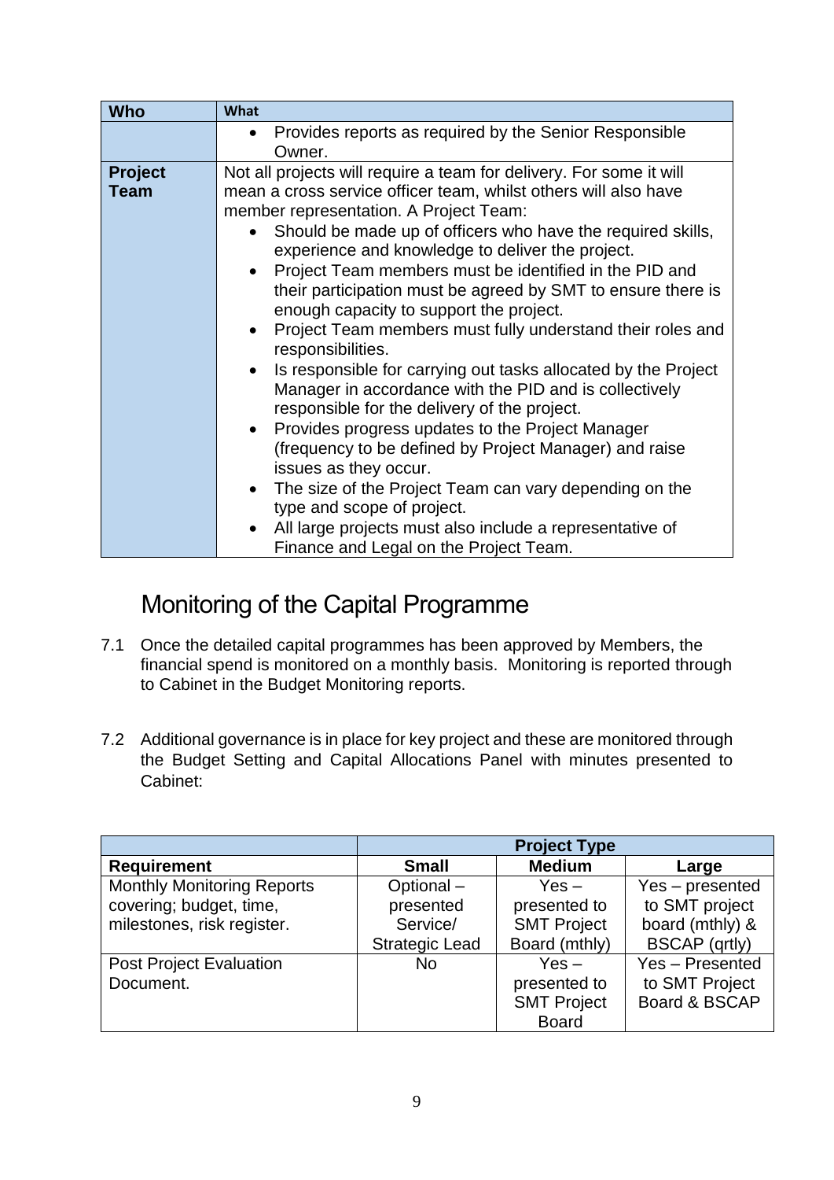| Who | What |
| --- | --- |
| | • Provides reports as required by the Senior Responsible Owner. |
| **Project Team** | Not all projects will require a team for delivery. For some it will mean a cross service officer team, whilst others will also have member representation. A Project Team:<br>• Should be made up of officers who have the required skills, experience and knowledge to deliver the project.<br>• Project Team members must be identified in the PID and their participation must be agreed by SMT to ensure there is enough capacity to support the project.<br>• Project Team members must fully understand their roles and responsibilities.<br>• Is responsible for carrying out tasks allocated by the Project Manager in accordance with the PID and is collectively responsible for the delivery of the project.<br>• Provides progress updates to the Project Manager (frequency to be defined by Project Manager) and raise issues as they occur.<br>• The size of the Project Team can vary depending on the type and scope of project.<br>• All large projects must also include a representative of Finance and Legal on the Project Team. |

## Monitoring of the Capital Programme

7.1 Once the detailed capital programmes has been approved by Members, the financial spend is monitored on a monthly basis. Monitoring is reported through to Cabinet in the Budget Monitoring reports.

7.2 Additional governance is in place for key project and these are monitored through the Budget Setting and Capital Allocations Panel with minutes presented to Cabinet:

| | **Project Type** | | |
| --- | --- | --- | --- |
| **Requirement** | **Small** | **Medium** | **Large** |
| Monthly Monitoring Reports covering; budget, time, milestones, risk register. | Optional – presented Service/ Strategic Lead | Yes – presented to SMT Project Board (mthly) | Yes – presented to SMT project board (mthly) & BSCAP (qrtly) |
| Post Project Evaluation Document. | No | Yes – presented to SMT Project Board | Yes – Presented to SMT Project Board & BSCAP |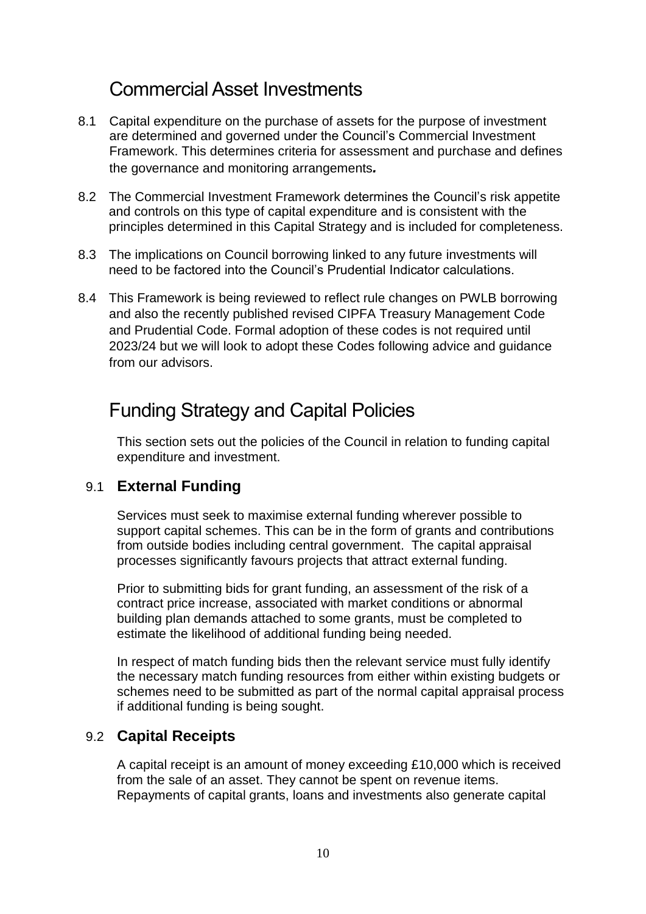## Commercial Asset Investments

8.1 Capital expenditure on the purchase of assets for the purpose of investment are determined and governed under the Council's Commercial Investment Framework. This determines criteria for assessment and purchase and defines the governance and monitoring arrangements*.*

8.2 The Commercial Investment Framework determines the Council's risk appetite and controls on this type of capital expenditure and is consistent with the principles determined in this Capital Strategy and is included for completeness.

8.3 The implications on Council borrowing linked to any future investments will need to be factored into the Council's Prudential Indicator calculations.

8.4 This Framework is being reviewed to reflect rule changes on PWLB borrowing and also the recently published revised CIPFA Treasury Management Code and Prudential Code. Formal adoption of these codes is not required until 2023/24 but we will look to adopt these Codes following advice and guidance from our advisors.

## Funding Strategy and Capital Policies

This section sets out the policies of the Council in relation to funding capital expenditure and investment.

### 9.1 **External Funding**

Services must seek to maximise external funding wherever possible to support capital schemes. This can be in the form of grants and contributions from outside bodies including central government. The capital appraisal processes significantly favours projects that attract external funding.

Prior to submitting bids for grant funding, an assessment of the risk of a contract price increase, associated with market conditions or abnormal building plan demands attached to some grants, must be completed to estimate the likelihood of additional funding being needed.

In respect of match funding bids then the relevant service must fully identify the necessary match funding resources from either within existing budgets or schemes need to be submitted as part of the normal capital appraisal process if additional funding is being sought.

### 9.2 **Capital Receipts**

A capital receipt is an amount of money exceeding £10,000 which is received from the sale of an asset. They cannot be spent on revenue items. Repayments of capital grants, loans and investments also generate capital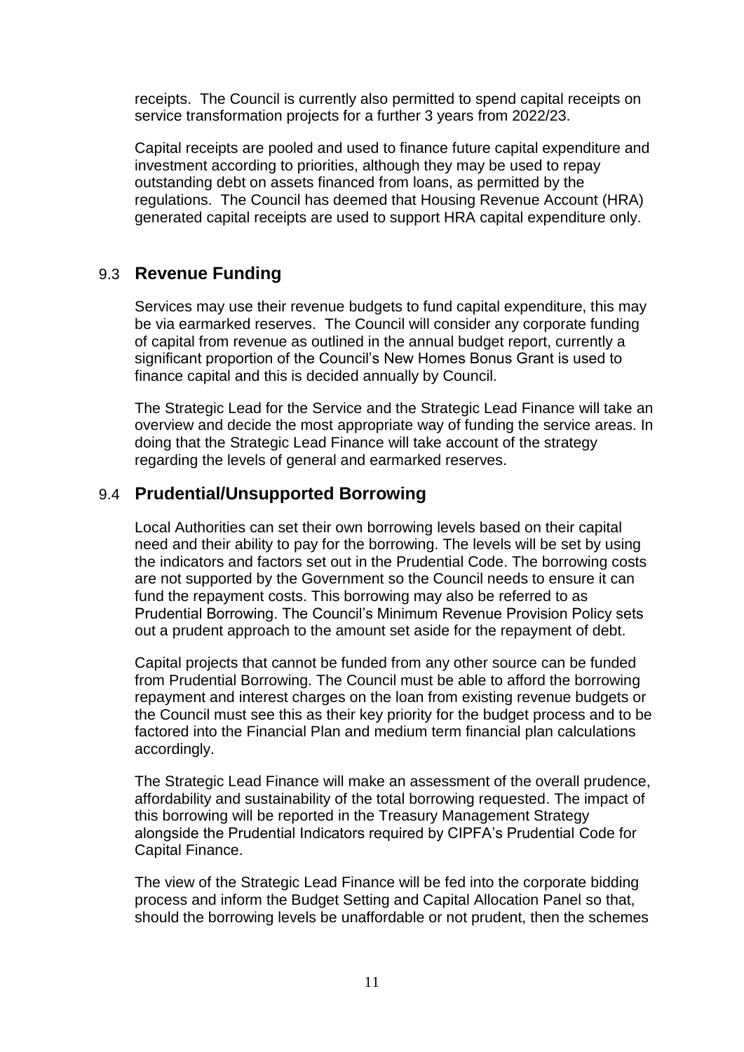receipts. The Council is currently also permitted to spend capital receipts on service transformation projects for a further 3 years from 2022/23.

Capital receipts are pooled and used to finance future capital expenditure and investment according to priorities, although they may be used to repay outstanding debt on assets financed from loans, as permitted by the regulations. The Council has deemed that Housing Revenue Account (HRA) generated capital receipts are used to support HRA capital expenditure only.

## 9.3 Revenue Funding

Services may use their revenue budgets to fund capital expenditure, this may be via earmarked reserves. The Council will consider any corporate funding of capital from revenue as outlined in the annual budget report, currently a significant proportion of the Council's New Homes Bonus Grant is used to finance capital and this is decided annually by Council.

The Strategic Lead for the Service and the Strategic Lead Finance will take an overview and decide the most appropriate way of funding the service areas. In doing that the Strategic Lead Finance will take account of the strategy regarding the levels of general and earmarked reserves.

## 9.4 Prudential/Unsupported Borrowing

Local Authorities can set their own borrowing levels based on their capital need and their ability to pay for the borrowing. The levels will be set by using the indicators and factors set out in the Prudential Code. The borrowing costs are not supported by the Government so the Council needs to ensure it can fund the repayment costs. This borrowing may also be referred to as Prudential Borrowing. The Council's Minimum Revenue Provision Policy sets out a prudent approach to the amount set aside for the repayment of debt.

Capital projects that cannot be funded from any other source can be funded from Prudential Borrowing. The Council must be able to afford the borrowing repayment and interest charges on the loan from existing revenue budgets or the Council must see this as their key priority for the budget process and to be factored into the Financial Plan and medium term financial plan calculations accordingly.

The Strategic Lead Finance will make an assessment of the overall prudence, affordability and sustainability of the total borrowing requested. The impact of this borrowing will be reported in the Treasury Management Strategy alongside the Prudential Indicators required by CIPFA's Prudential Code for Capital Finance.

The view of the Strategic Lead Finance will be fed into the corporate bidding process and inform the Budget Setting and Capital Allocation Panel so that, should the borrowing levels be unaffordable or not prudent, then the schemes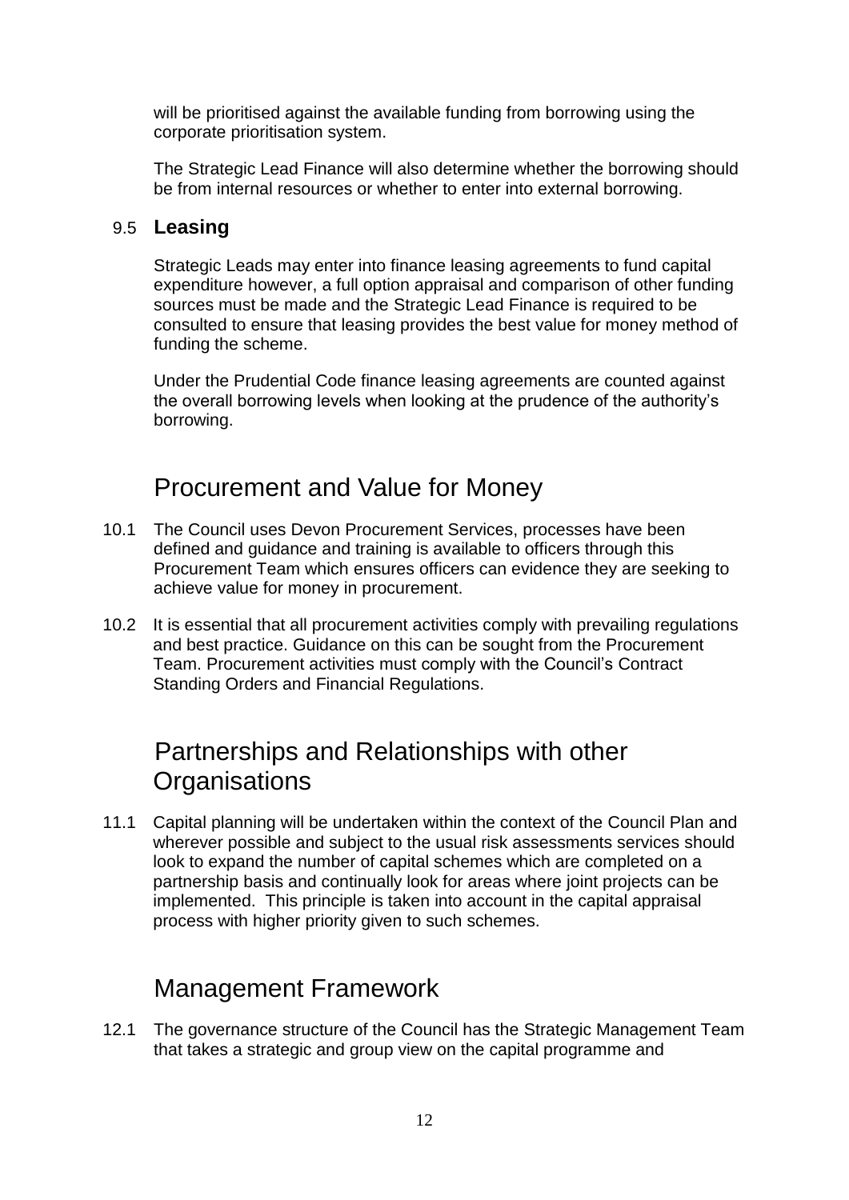will be prioritised against the available funding from borrowing using the corporate prioritisation system.

The Strategic Lead Finance will also determine whether the borrowing should be from internal resources or whether to enter into external borrowing.

### 9.5 Leasing

Strategic Leads may enter into finance leasing agreements to fund capital expenditure however, a full option appraisal and comparison of other funding sources must be made and the Strategic Lead Finance is required to be consulted to ensure that leasing provides the best value for money method of funding the scheme.

Under the Prudential Code finance leasing agreements are counted against the overall borrowing levels when looking at the prudence of the authority's borrowing.

## Procurement and Value for Money

10.1 The Council uses Devon Procurement Services, processes have been defined and guidance and training is available to officers through this Procurement Team which ensures officers can evidence they are seeking to achieve value for money in procurement.

10.2 It is essential that all procurement activities comply with prevailing regulations and best practice. Guidance on this can be sought from the Procurement Team. Procurement activities must comply with the Council's Contract Standing Orders and Financial Regulations.

## Partnerships and Relationships with other Organisations

11.1 Capital planning will be undertaken within the context of the Council Plan and wherever possible and subject to the usual risk assessments services should look to expand the number of capital schemes which are completed on a partnership basis and continually look for areas where joint projects can be implemented. This principle is taken into account in the capital appraisal process with higher priority given to such schemes.

## Management Framework

12.1 The governance structure of the Council has the Strategic Management Team that takes a strategic and group view on the capital programme and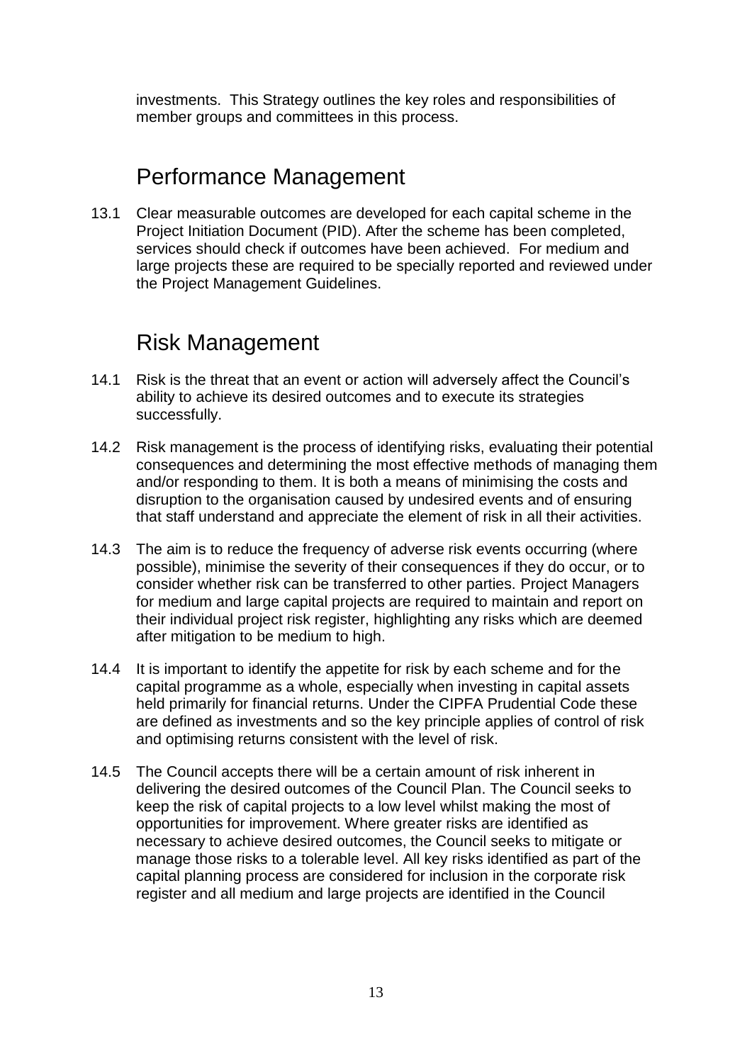investments. This Strategy outlines the key roles and responsibilities of member groups and committees in this process.

## Performance Management

13.1 Clear measurable outcomes are developed for each capital scheme in the Project Initiation Document (PID). After the scheme has been completed, services should check if outcomes have been achieved. For medium and large projects these are required to be specially reported and reviewed under the Project Management Guidelines.

## Risk Management

14.1 Risk is the threat that an event or action will adversely affect the Council's ability to achieve its desired outcomes and to execute its strategies successfully.

14.2 Risk management is the process of identifying risks, evaluating their potential consequences and determining the most effective methods of managing them and/or responding to them. It is both a means of minimising the costs and disruption to the organisation caused by undesired events and of ensuring that staff understand and appreciate the element of risk in all their activities.

14.3 The aim is to reduce the frequency of adverse risk events occurring (where possible), minimise the severity of their consequences if they do occur, or to consider whether risk can be transferred to other parties. Project Managers for medium and large capital projects are required to maintain and report on their individual project risk register, highlighting any risks which are deemed after mitigation to be medium to high.

14.4 It is important to identify the appetite for risk by each scheme and for the capital programme as a whole, especially when investing in capital assets held primarily for financial returns. Under the CIPFA Prudential Code these are defined as investments and so the key principle applies of control of risk and optimising returns consistent with the level of risk.

14.5 The Council accepts there will be a certain amount of risk inherent in delivering the desired outcomes of the Council Plan. The Council seeks to keep the risk of capital projects to a low level whilst making the most of opportunities for improvement. Where greater risks are identified as necessary to achieve desired outcomes, the Council seeks to mitigate or manage those risks to a tolerable level. All key risks identified as part of the capital planning process are considered for inclusion in the corporate risk register and all medium and large projects are identified in the Council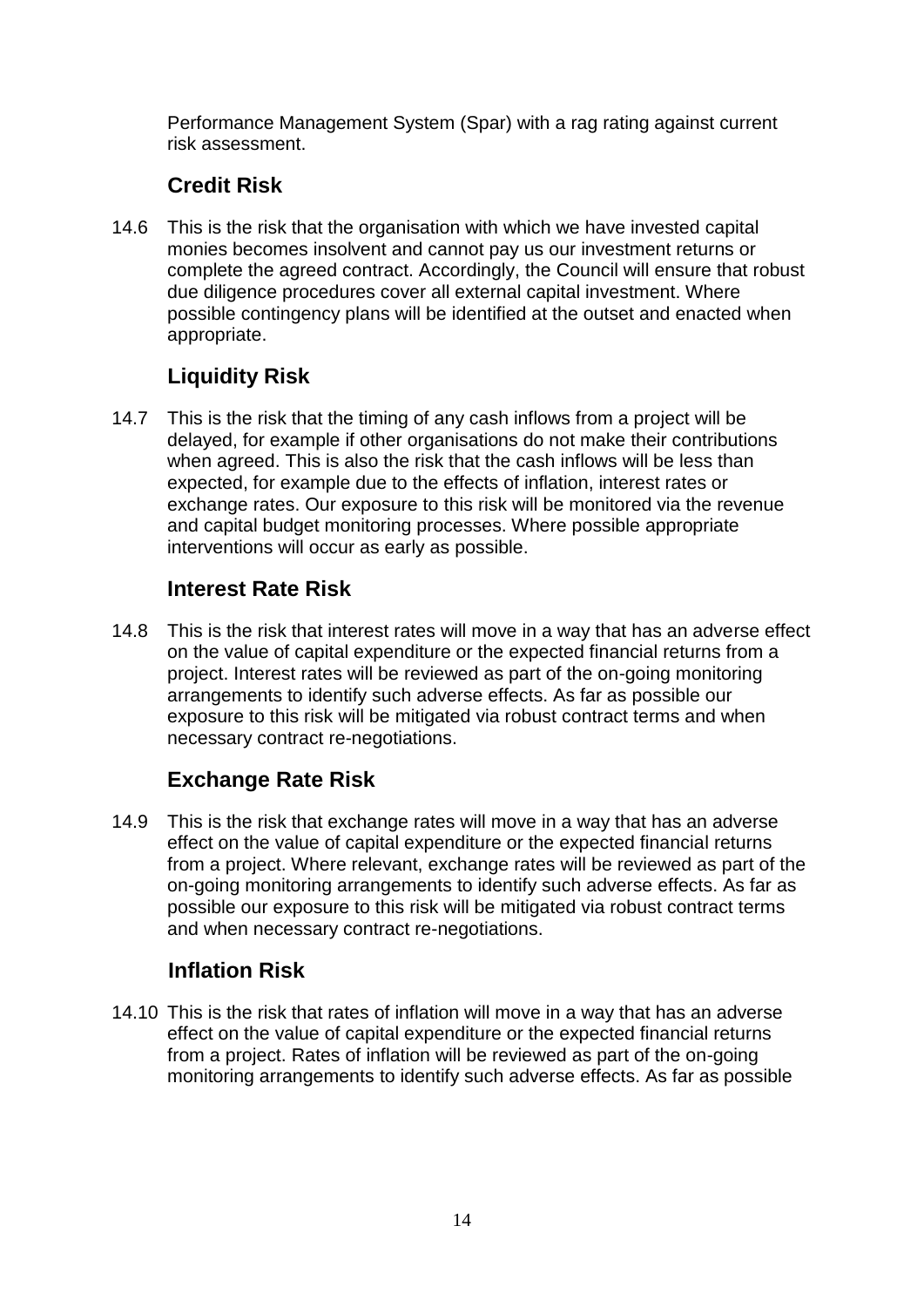Performance Management System (Spar) with a rag rating against current risk assessment.

### Credit Risk

14.6 This is the risk that the organisation with which we have invested capital monies becomes insolvent and cannot pay us our investment returns or complete the agreed contract. Accordingly, the Council will ensure that robust due diligence procedures cover all external capital investment. Where possible contingency plans will be identified at the outset and enacted when appropriate.

### Liquidity Risk

14.7 This is the risk that the timing of any cash inflows from a project will be delayed, for example if other organisations do not make their contributions when agreed. This is also the risk that the cash inflows will be less than expected, for example due to the effects of inflation, interest rates or exchange rates. Our exposure to this risk will be monitored via the revenue and capital budget monitoring processes. Where possible appropriate interventions will occur as early as possible.

### Interest Rate Risk

14.8 This is the risk that interest rates will move in a way that has an adverse effect on the value of capital expenditure or the expected financial returns from a project. Interest rates will be reviewed as part of the on-going monitoring arrangements to identify such adverse effects. As far as possible our exposure to this risk will be mitigated via robust contract terms and when necessary contract re-negotiations.

### Exchange Rate Risk

14.9 This is the risk that exchange rates will move in a way that has an adverse effect on the value of capital expenditure or the expected financial returns from a project. Where relevant, exchange rates will be reviewed as part of the on-going monitoring arrangements to identify such adverse effects. As far as possible our exposure to this risk will be mitigated via robust contract terms and when necessary contract re-negotiations.

### Inflation Risk

14.10 This is the risk that rates of inflation will move in a way that has an adverse effect on the value of capital expenditure or the expected financial returns from a project. Rates of inflation will be reviewed as part of the on-going monitoring arrangements to identify such adverse effects. As far as possible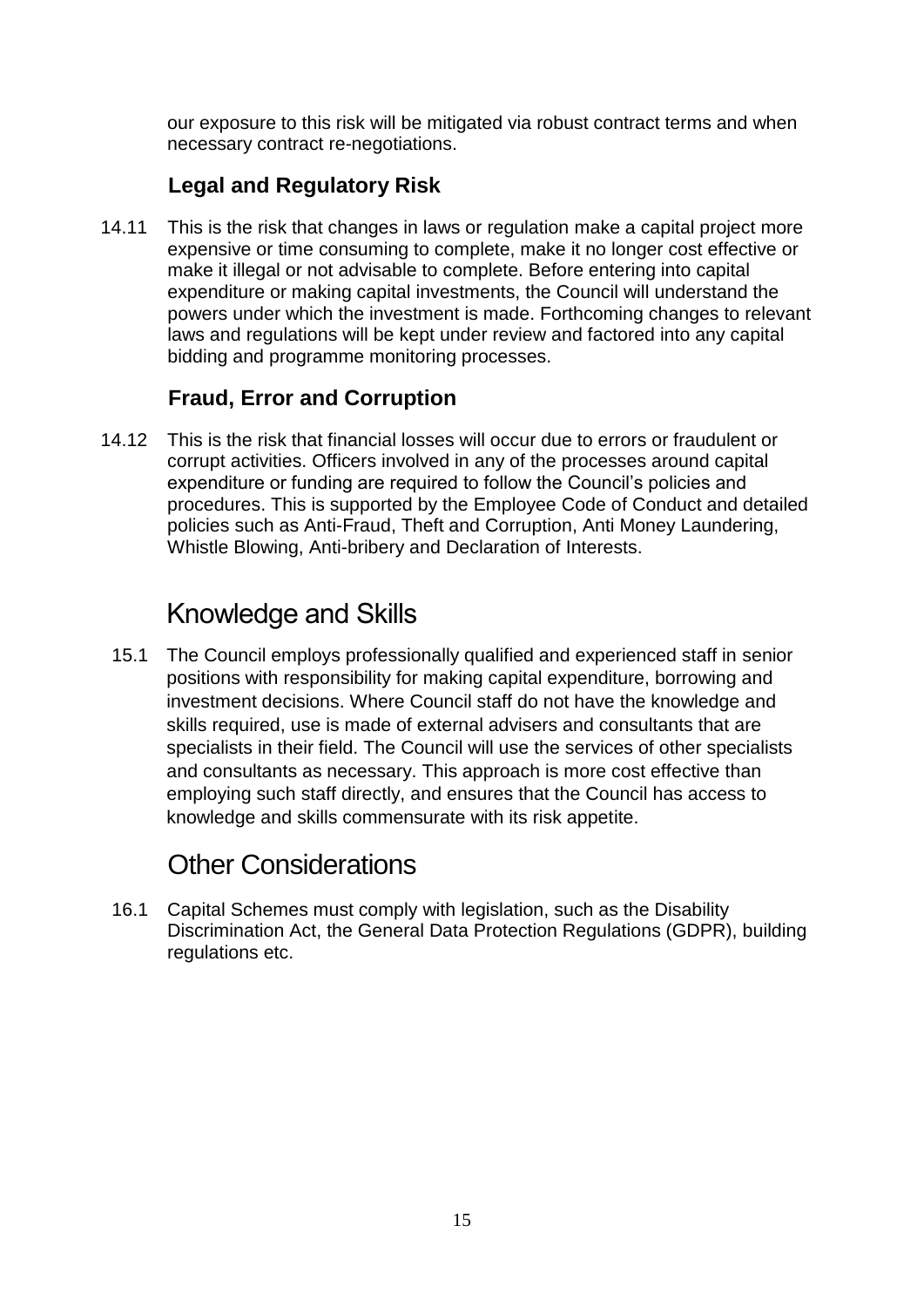our exposure to this risk will be mitigated via robust contract terms and when necessary contract re-negotiations.

### Legal and Regulatory Risk

14.11 This is the risk that changes in laws or regulation make a capital project more expensive or time consuming to complete, make it no longer cost effective or make it illegal or not advisable to complete. Before entering into capital expenditure or making capital investments, the Council will understand the powers under which the investment is made. Forthcoming changes to relevant laws and regulations will be kept under review and factored into any capital bidding and programme monitoring processes.

### Fraud, Error and Corruption

14.12 This is the risk that financial losses will occur due to errors or fraudulent or corrupt activities. Officers involved in any of the processes around capital expenditure or funding are required to follow the Council's policies and procedures. This is supported by the Employee Code of Conduct and detailed policies such as Anti-Fraud, Theft and Corruption, Anti Money Laundering, Whistle Blowing, Anti-bribery and Declaration of Interests.

## Knowledge and Skills

15.1 The Council employs professionally qualified and experienced staff in senior positions with responsibility for making capital expenditure, borrowing and investment decisions. Where Council staff do not have the knowledge and skills required, use is made of external advisers and consultants that are specialists in their field. The Council will use the services of other specialists and consultants as necessary. This approach is more cost effective than employing such staff directly, and ensures that the Council has access to knowledge and skills commensurate with its risk appetite.

## Other Considerations

16.1 Capital Schemes must comply with legislation, such as the Disability Discrimination Act, the General Data Protection Regulations (GDPR), building regulations etc.